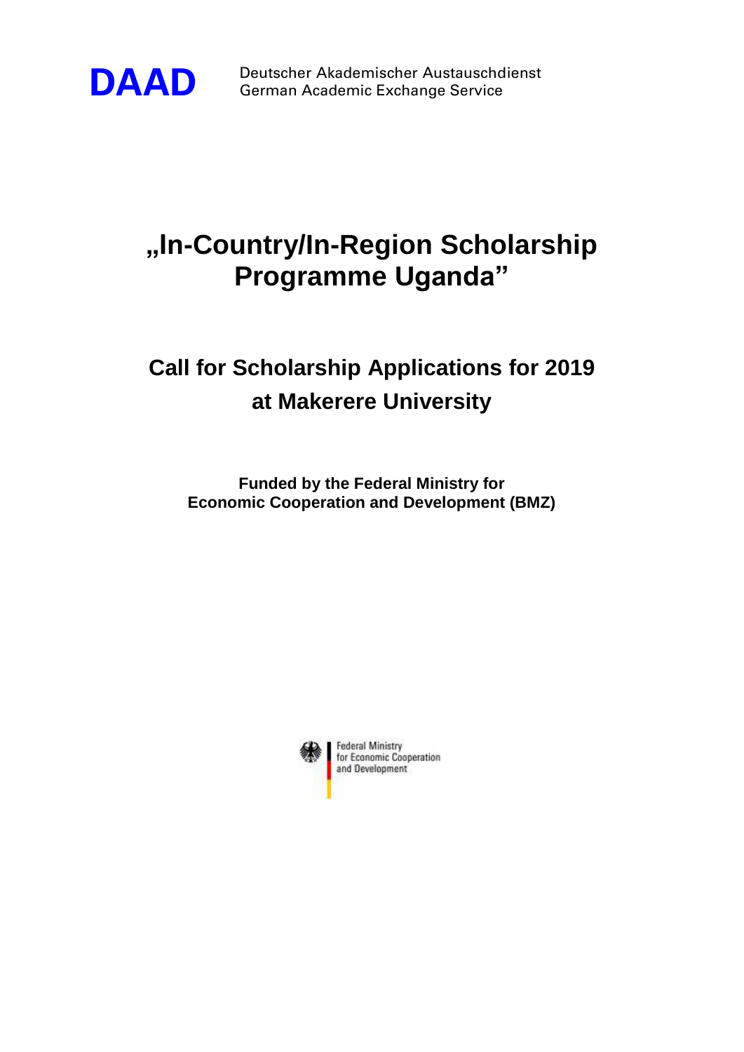**DAAD** Deutscher Akademischer Austauschdienst
German Academic Exchange Service

# „In-Country/In-Region Scholarship Programme Uganda”

## Call for Scholarship Applications for 2019 at Makerere University

**Funded by the Federal Ministry for Economic Cooperation and Development (BMZ)**

Federal Ministry
for Economic Cooperation
and Development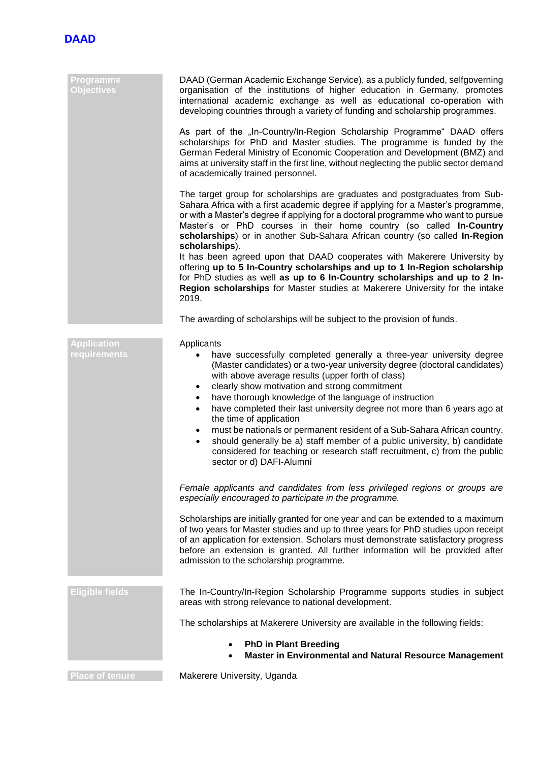**DAAD**

## Programme Objectives

DAAD (German Academic Exchange Service), as a publicly funded, selfgoverning organisation of the institutions of higher education in Germany, promotes international academic exchange as well as educational co-operation with developing countries through a variety of funding and scholarship programmes.

As part of the „In-Country/In-Region Scholarship Programme" DAAD offers scholarships for PhD and Master studies. The programme is funded by the German Federal Ministry of Economic Cooperation and Development (BMZ) and aims at university staff in the first line, without neglecting the public sector demand of academically trained personnel.

The target group for scholarships are graduates and postgraduates from Sub-Sahara Africa with a first academic degree if applying for a Master's programme, or with a Master's degree if applying for a doctoral programme who want to pursue Master's or PhD courses in their home country (so called **In-Country scholarships**) or in another Sub-Sahara African country (so called **In-Region scholarships**).
It has been agreed upon that DAAD cooperates with Makerere University by offering **up to 5 In-Country scholarships and up to 1 In-Region scholarship** for PhD studies as well **as up to 6 In-Country scholarships and up to 2 In-Region scholarships** for Master studies at Makerere University for the intake 2019.

The awarding of scholarships will be subject to the provision of funds.

## Application requirements

Applicants

- have successfully completed generally a three-year university degree (Master candidates) or a two-year university degree (doctoral candidates) with above average results (upper forth of class)
- clearly show motivation and strong commitment
- have thorough knowledge of the language of instruction
- have completed their last university degree not more than 6 years ago at the time of application
- must be nationals or permanent resident of a Sub-Sahara African country.
- should generally be a) staff member of a public university, b) candidate considered for teaching or research staff recruitment, c) from the public sector or d) DAFI-Alumni

*Female applicants and candidates from less privileged regions or groups are especially encouraged to participate in the programme.*

Scholarships are initially granted for one year and can be extended to a maximum of two years for Master studies and up to three years for PhD studies upon receipt of an application for extension. Scholars must demonstrate satisfactory progress before an extension is granted. All further information will be provided after admission to the scholarship programme.

## Eligible fields

The In-Country/In-Region Scholarship Programme supports studies in subject areas with strong relevance to national development.

The scholarships at Makerere University are available in the following fields:

- **PhD in Plant Breeding**
- **Master in Environmental and Natural Resource Management**

## Place of tenure

Makerere University, Uganda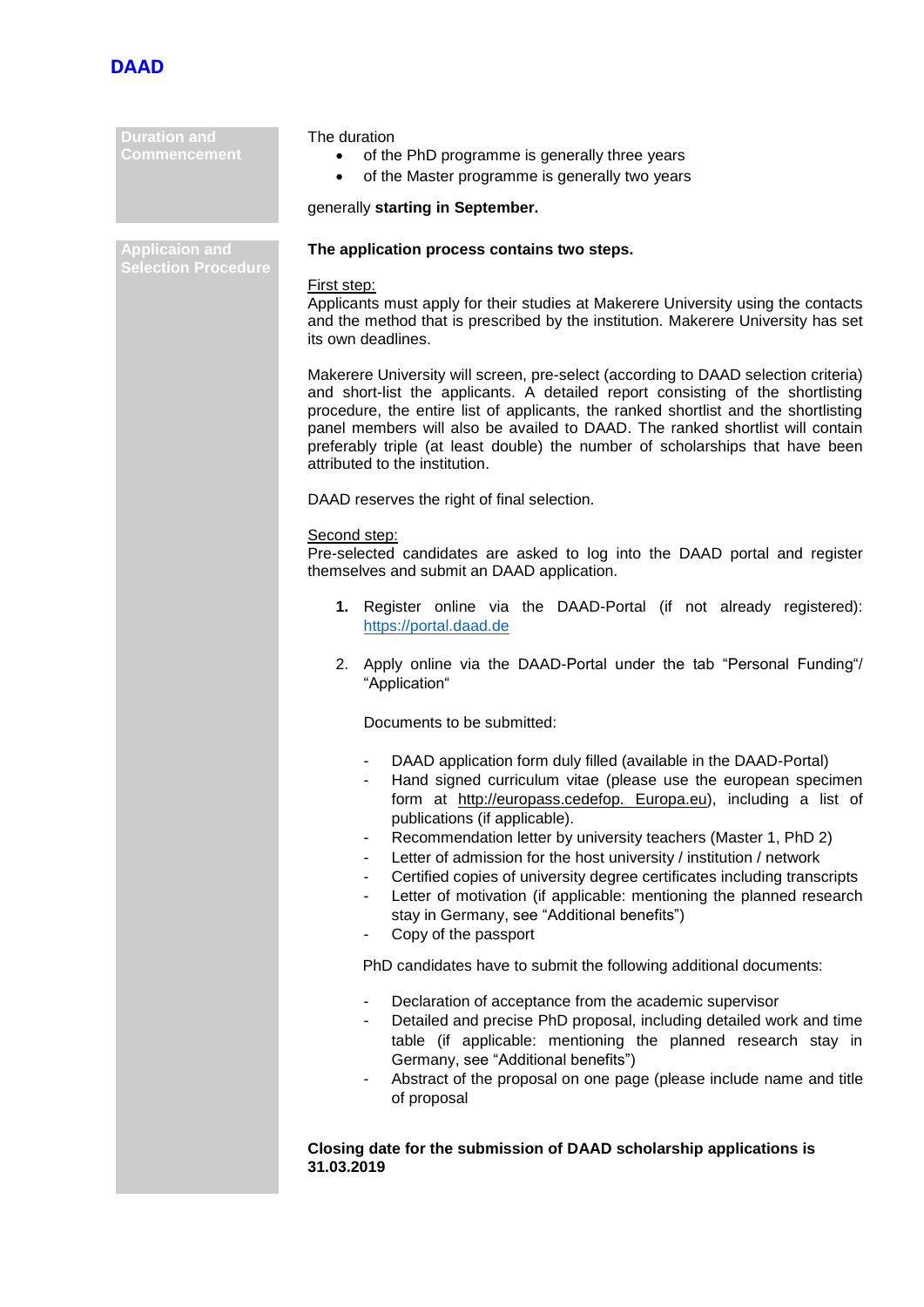## Duration and Commencement

The duration

- of the PhD programme is generally three years
- of the Master programme is generally two years

generally **starting in September.**

## Applicaion and Selection Procedure

**The application process contains two steps.**

First step:
Applicants must apply for their studies at Makerere University using the contacts and the method that is prescribed by the institution. Makerere University has set its own deadlines.

Makerere University will screen, pre-select (according to DAAD selection criteria) and short-list the applicants. A detailed report consisting of the shortlisting procedure, the entire list of applicants, the ranked shortlist and the shortlisting panel members will also be availed to DAAD. The ranked shortlist will contain preferably triple (at least double) the number of scholarships that have been attributed to the institution.

DAAD reserves the right of final selection.

Second step:
Pre-selected candidates are asked to log into the DAAD portal and register themselves and submit an DAAD application.

1. Register online via the DAAD-Portal (if not already registered): https://portal.daad.de

2. Apply online via the DAAD-Portal under the tab "Personal Funding"/ "Application"

   Documents to be submitted:

   - DAAD application form duly filled (available in the DAAD-Portal)
   - Hand signed curriculum vitae (please use the european specimen form at http://europass.cedefop. Europa.eu), including a list of publications (if applicable).
   - Recommendation letter by university teachers (Master 1, PhD 2)
   - Letter of admission for the host university / institution / network
   - Certified copies of university degree certificates including transcripts
   - Letter of motivation (if applicable: mentioning the planned research stay in Germany, see "Additional benefits")
   - Copy of the passport

   PhD candidates have to submit the following additional documents:

   - Declaration of acceptance from the academic supervisor
   - Detailed and precise PhD proposal, including detailed work and time table (if applicable: mentioning the planned research stay in Germany, see "Additional benefits")
   - Abstract of the proposal on one page (please include name and title of proposal

**Closing date for the submission of DAAD scholarship applications is 31.03.2019**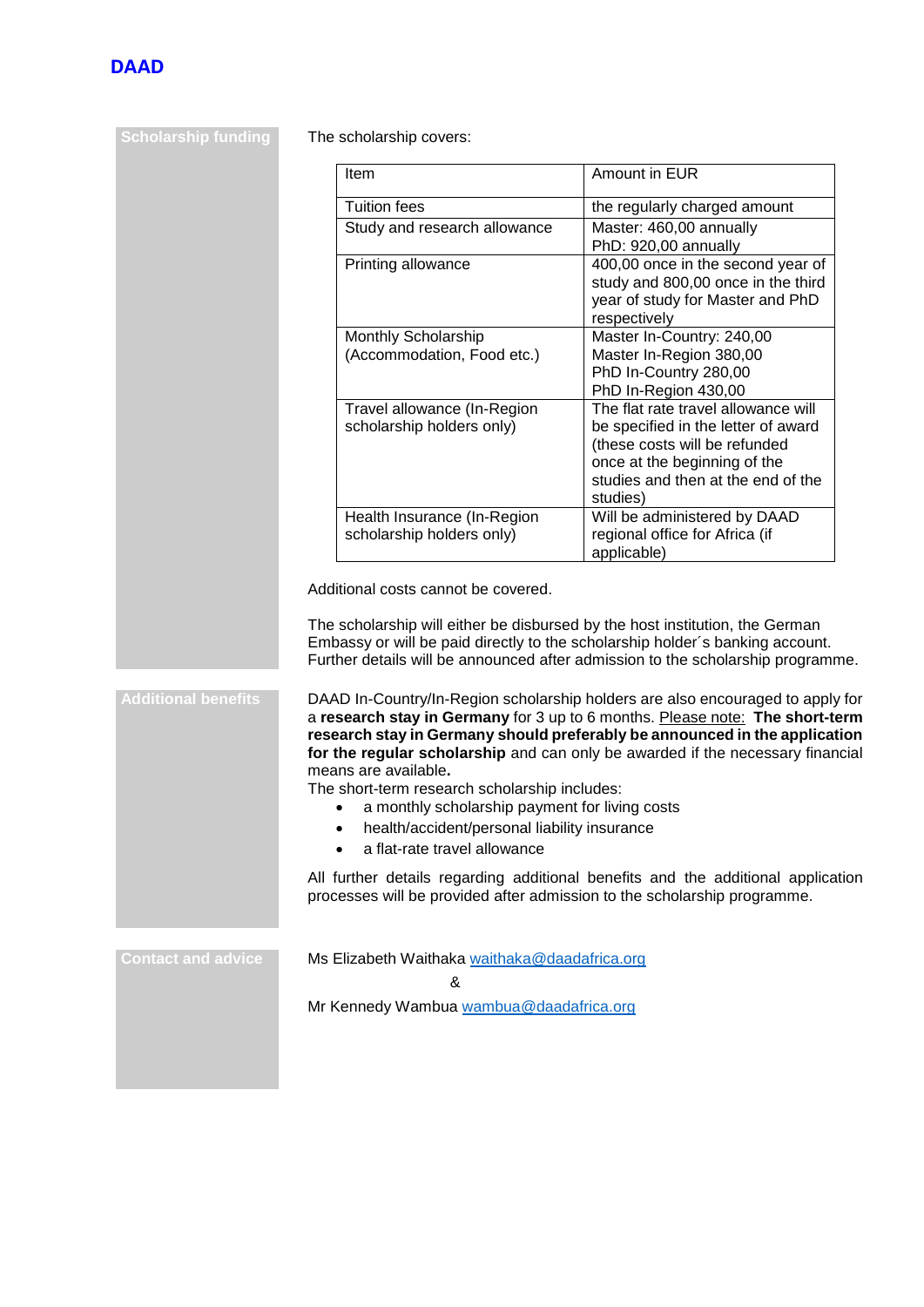## Scholarship funding

The scholarship covers:

| Item | Amount in EUR |
|---|---|
| Tuition fees | the regularly charged amount |
| Study and research allowance | Master: 460,00 annually<br>PhD: 920,00 annually |
| Printing allowance | 400,00 once in the second year of study and 800,00 once in the third year of study for Master and PhD respectively |
| Monthly Scholarship (Accommodation, Food etc.) | Master In-Country: 240,00<br>Master In-Region 380,00<br>PhD In-Country 280,00<br>PhD In-Region 430,00 |
| Travel allowance (In-Region scholarship holders only) | The flat rate travel allowance will be specified in the letter of award (these costs will be refunded once at the beginning of the studies and then at the end of the studies) |
| Health Insurance (In-Region scholarship holders only) | Will be administered by DAAD regional office for Africa (if applicable) |

Additional costs cannot be covered.

The scholarship will either be disbursed by the host institution, the German Embassy or will be paid directly to the scholarship holder´s banking account. Further details will be announced after admission to the scholarship programme.

## Additional benefits

DAAD In-Country/In-Region scholarship holders are also encouraged to apply for a **research stay in Germany** for 3 up to 6 months. Please note: **The short-term research stay in Germany should preferably be announced in the application for the regular scholarship** and can only be awarded if the necessary financial means are available**.**

The short-term research scholarship includes:

- a monthly scholarship payment for living costs
- health/accident/personal liability insurance
- a flat-rate travel allowance

All further details regarding additional benefits and the additional application processes will be provided after admission to the scholarship programme.

## Contact and advice

Ms Elizabeth Waithaka waithaka@daadafrica.org

&

Mr Kennedy Wambua wambua@daadafrica.org